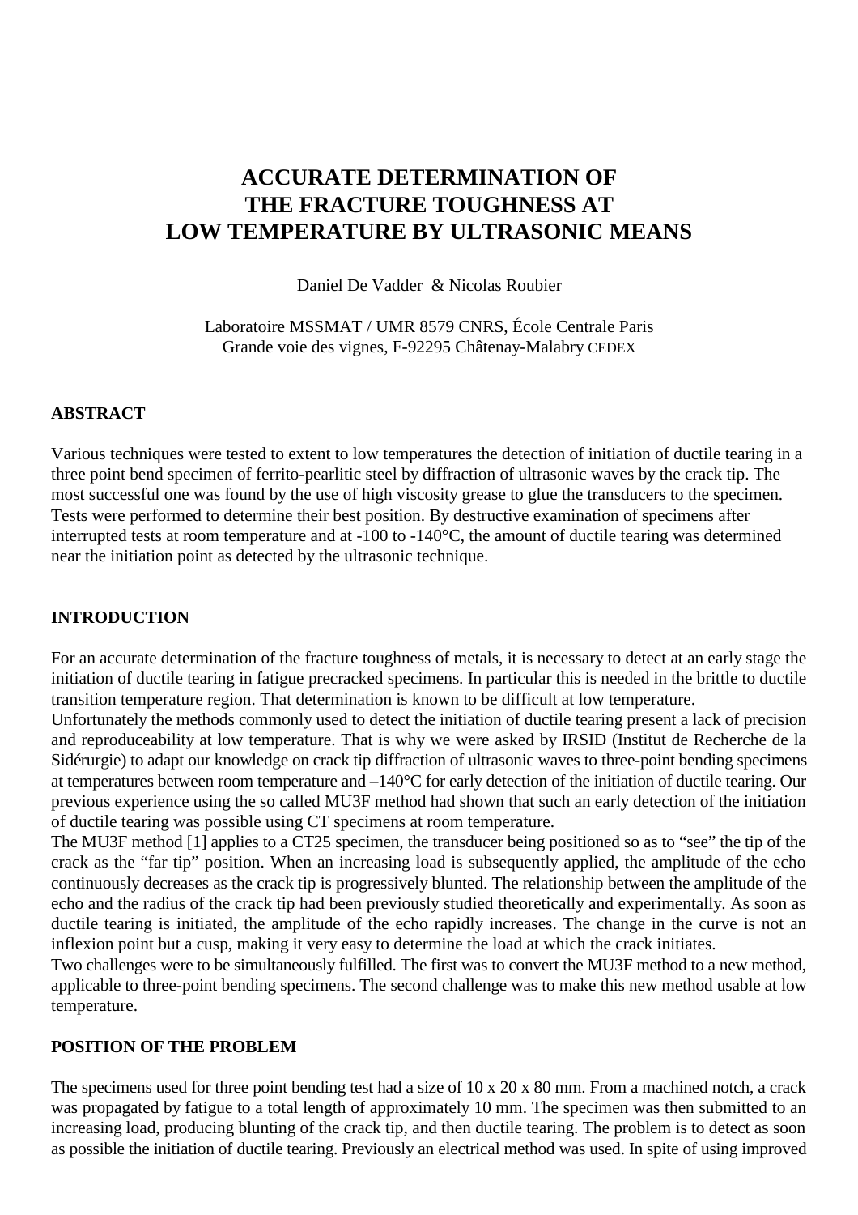# ACCURATE DETERMINATION OF THE FRACTURE TOUGHNESS AT LOW TEMPERATURE BY ULTRASONIC MEANS

Daniel De Vadder & Nicolas Roubier

Laboratoire MSSMAT / UMR 8579 CNRS, École Centrale Paris
Grande voie des vignes, F-92295 Châtenay-Malabry CEDEX

## ABSTRACT

Various techniques were tested to extent to low temperatures the detection of initiation of ductile tearing in a three point bend specimen of ferrito-pearlitic steel by diffraction of ultrasonic waves by the crack tip. The most successful one was found by the use of high viscosity grease to glue the transducers to the specimen. Tests were performed to determine their best position. By destructive examination of specimens after interrupted tests at room temperature and at -100 to -140°C, the amount of ductile tearing was determined near the initiation point as detected by the ultrasonic technique.

## INTRODUCTION

For an accurate determination of the fracture toughness of metals, it is necessary to detect at an early stage the initiation of ductile tearing in fatigue precracked specimens. In particular this is needed in the brittle to ductile transition temperature region. That determination is known to be difficult at low temperature.

Unfortunately the methods commonly used to detect the initiation of ductile tearing present a lack of precision and reproduceability at low temperature. That is why we were asked by IRSID (Institut de Recherche de la Sidérurgie) to adapt our knowledge on crack tip diffraction of ultrasonic waves to three-point bending specimens at temperatures between room temperature and –140°C for early detection of the initiation of ductile tearing. Our previous experience using the so called MU3F method had shown that such an early detection of the initiation of ductile tearing was possible using CT specimens at room temperature.

The MU3F method [1] applies to a CT25 specimen, the transducer being positioned so as to "see" the tip of the crack as the "far tip" position. When an increasing load is subsequently applied, the amplitude of the echo continuously decreases as the crack tip is progressively blunted. The relationship between the amplitude of the echo and the radius of the crack tip had been previously studied theoretically and experimentally. As soon as ductile tearing is initiated, the amplitude of the echo rapidly increases. The change in the curve is not an inflexion point but a cusp, making it very easy to determine the load at which the crack initiates.

Two challenges were to be simultaneously fulfilled. The first was to convert the MU3F method to a new method, applicable to three-point bending specimens. The second challenge was to make this new method usable at low temperature.

## POSITION OF THE PROBLEM

The specimens used for three point bending test had a size of 10 x 20 x 80 mm. From a machined notch, a crack was propagated by fatigue to a total length of approximately 10 mm. The specimen was then submitted to an increasing load, producing blunting of the crack tip, and then ductile tearing. The problem is to detect as soon as possible the initiation of ductile tearing. Previously an electrical method was used. In spite of using improved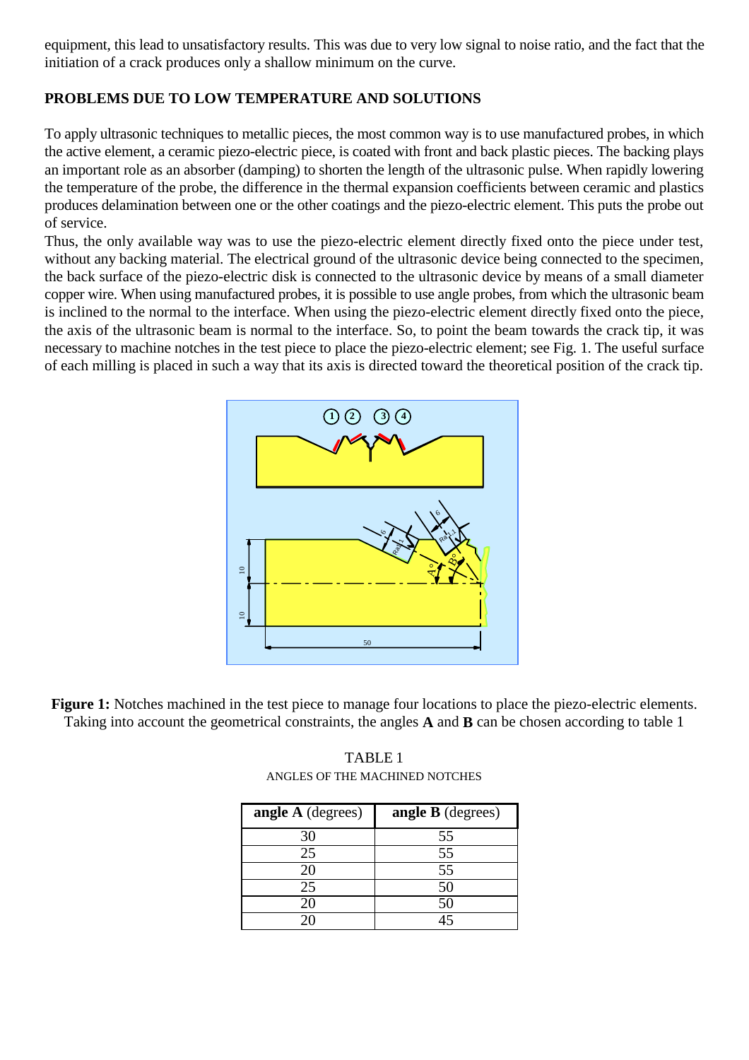equipment, this lead to unsatisfactory results. This was due to very low signal to noise ratio, and the fact that the initiation of a crack produces only a shallow minimum on the curve.

## PROBLEMS DUE TO LOW TEMPERATURE AND SOLUTIONS

To apply ultrasonic techniques to metallic pieces, the most common way is to use manufactured probes, in which the active element, a ceramic piezo-electric piece, is coated with front and back plastic pieces. The backing plays an important role as an absorber (damping) to shorten the length of the ultrasonic pulse. When rapidly lowering the temperature of the probe, the difference in the thermal expansion coefficients between ceramic and plastics produces delamination between one or the other coatings and the piezo-electric element. This puts the probe out of service.

Thus, the only available way was to use the piezo-electric element directly fixed onto the piece under test, without any backing material. The electrical ground of the ultrasonic device being connected to the specimen, the back surface of the piezo-electric disk is connected to the ultrasonic device by means of a small diameter copper wire. When using manufactured probes, it is possible to use angle probes, from which the ultrasonic beam is inclined to the normal to the interface. When using the piezo-electric element directly fixed onto the piece, the axis of the ultrasonic beam is normal to the interface. So, to point the beam towards the crack tip, it was necessary to machine notches in the test piece to place the piezo-electric element; see Fig. 1. The useful surface of each milling is placed in such a way that its axis is directed toward the theoretical position of the crack tip.

**Figure 1:** Notches machined in the test piece to manage four locations to place the piezo-electric elements. Taking into account the geometrical constraints, the angles **A** and **B** can be chosen according to table 1

TABLE 1
ANGLES OF THE MACHINED NOTCHES

| **angle A** (degrees) | **angle B** (degrees) |
|---|---|
| 30 | 55 |
| 25 | 55 |
| 20 | 55 |
| 25 | 50 |
| 20 | 50 |
| 20 | 45 |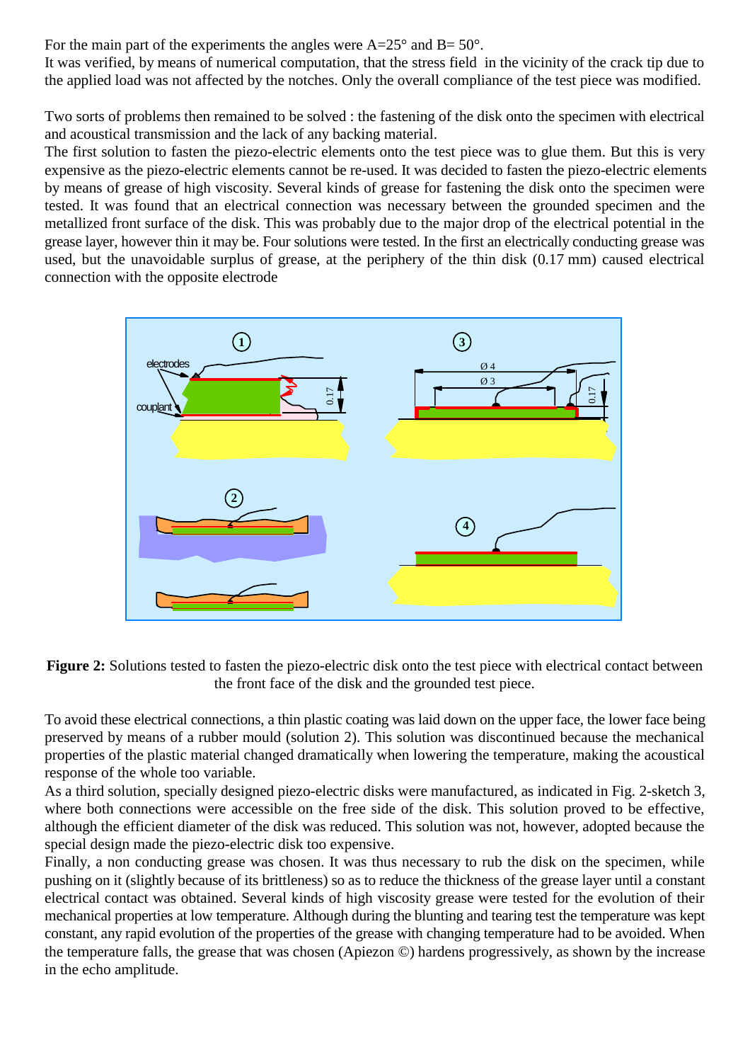For the main part of the experiments the angles were A=25° and B= 50°.
It was verified, by means of numerical computation, that the stress field in the vicinity of the crack tip due to the applied load was not affected by the notches. Only the overall compliance of the test piece was modified.

Two sorts of problems then remained to be solved : the fastening of the disk onto the specimen with electrical and acoustical transmission and the lack of any backing material.
The first solution to fasten the piezo-electric elements onto the test piece was to glue them. But this is very expensive as the piezo-electric elements cannot be re-used. It was decided to fasten the piezo-electric elements by means of grease of high viscosity. Several kinds of grease for fastening the disk onto the specimen were tested. It was found that an electrical connection was necessary between the grounded specimen and the metallized front surface of the disk. This was probably due to the major drop of the electrical potential in the grease layer, however thin it may be. Four solutions were tested. In the first an electrically conducting grease was used, but the unavoidable surplus of grease, at the periphery of the thin disk (0.17 mm) caused electrical connection with the opposite electrode

**Figure 2:** Solutions tested to fasten the piezo-electric disk onto the test piece with electrical contact between the front face of the disk and the grounded test piece.

To avoid these electrical connections, a thin plastic coating was laid down on the upper face, the lower face being preserved by means of a rubber mould (solution 2). This solution was discontinued because the mechanical properties of the plastic material changed dramatically when lowering the temperature, making the acoustical response of the whole too variable.
As a third solution, specially designed piezo-electric disks were manufactured, as indicated in Fig. 2-sketch 3, where both connections were accessible on the free side of the disk. This solution proved to be effective, although the efficient diameter of the disk was reduced. This solution was not, however, adopted because the special design made the piezo-electric disk too expensive.
Finally, a non conducting grease was chosen. It was thus necessary to rub the disk on the specimen, while pushing on it (slightly because of its brittleness) so as to reduce the thickness of the grease layer until a constant electrical contact was obtained. Several kinds of high viscosity grease were tested for the evolution of their mechanical properties at low temperature. Although during the blunting and tearing test the temperature was kept constant, any rapid evolution of the properties of the grease with changing temperature had to be avoided. When the temperature falls, the grease that was chosen (Apiezon ©) hardens progressively, as shown by the increase in the echo amplitude.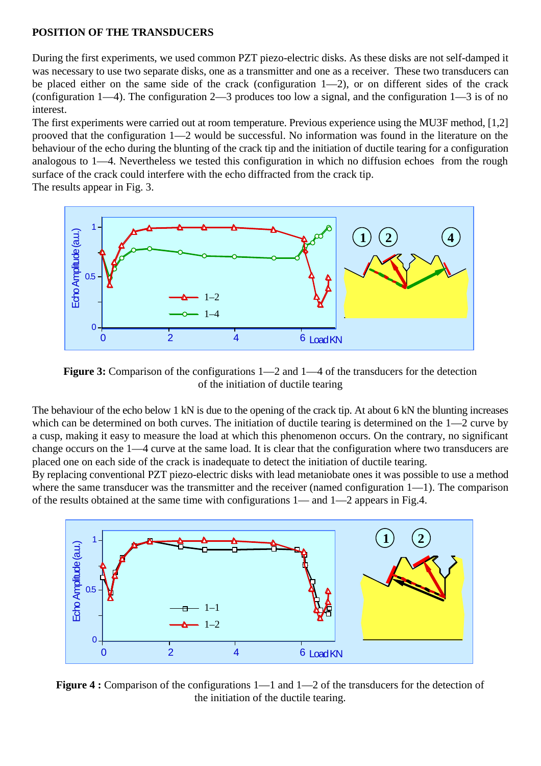**POSITION OF THE TRANSDUCERS**

During the first experiments, we used common PZT piezo-electric disks. As these disks are not self-damped it was necessary to use two separate disks, one as a transmitter and one as a receiver. These two transducers can be placed either on the same side of the crack (configuration 1—2), or on different sides of the crack (configuration 1—4). The configuration 2—3 produces too low a signal, and the configuration 1—3 is of no interest.

The first experiments were carried out at room temperature. Previous experience using the MU3F method, [1,2] prooved that the configuration 1—2 would be successful. No information was found in the literature on the behaviour of the echo during the blunting of the crack tip and the initiation of ductile tearing for a configuration analogous to 1—4. Nevertheless we tested this configuration in which no diffusion echoes from the rough surface of the crack could interfere with the echo diffracted from the crack tip.

The results appear in Fig. 3.

**Figure 3:** Comparison of the configurations 1—2 and 1—4 of the transducers for the detection of the initiation of ductile tearing

The behaviour of the echo below 1 kN is due to the opening of the crack tip. At about 6 kN the blunting increases which can be determined on both curves. The initiation of ductile tearing is determined on the 1—2 curve by a cusp, making it easy to measure the load at which this phenomenon occurs. On the contrary, no significant change occurs on the 1—4 curve at the same load. It is clear that the configuration where two transducers are placed one on each side of the crack is inadequate to detect the initiation of ductile tearing.

By replacing conventional PZT piezo-electric disks with lead metaniobate ones it was possible to use a method where the same transducer was the transmitter and the receiver (named configuration 1—1). The comparison of the results obtained at the same time with configurations 1— and 1—2 appears in Fig.4.

**Figure 4 :** Comparison of the configurations 1—1 and 1—2 of the transducers for the detection of the initiation of the ductile tearing.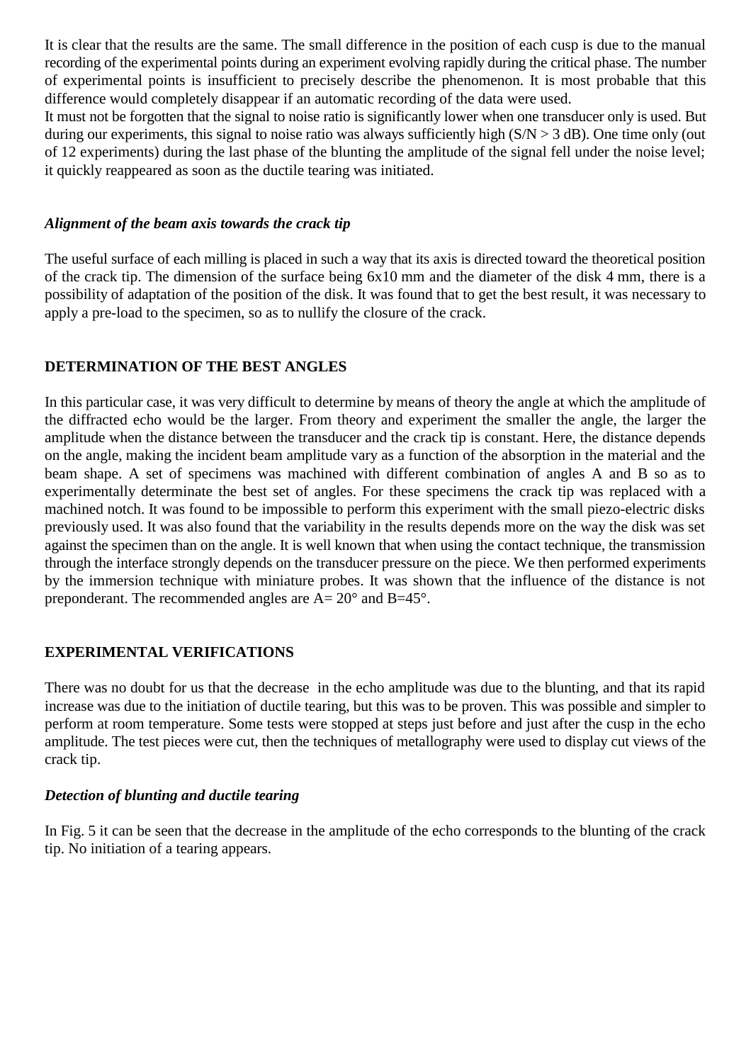It is clear that the results are the same. The small difference in the position of each cusp is due to the manual recording of the experimental points during an experiment evolving rapidly during the critical phase. The number of experimental points is insufficient to precisely describe the phenomenon. It is most probable that this difference would completely disappear if an automatic recording of the data were used.
It must not be forgotten that the signal to noise ratio is significantly lower when one transducer only is used. But during our experiments, this signal to noise ratio was always sufficiently high (S/N > 3 dB). One time only (out of 12 experiments) during the last phase of the blunting the amplitude of the signal fell under the noise level; it quickly reappeared as soon as the ductile tearing was initiated.

### *Alignment of the beam axis towards the crack tip*

The useful surface of each milling is placed in such a way that its axis is directed toward the theoretical position of the crack tip. The dimension of the surface being 6x10 mm and the diameter of the disk 4 mm, there is a possibility of adaptation of the position of the disk. It was found that to get the best result, it was necessary to apply a pre-load to the specimen, so as to nullify the closure of the crack.

## DETERMINATION OF THE BEST ANGLES

In this particular case, it was very difficult to determine by means of theory the angle at which the amplitude of the diffracted echo would be the larger. From theory and experiment the smaller the angle, the larger the amplitude when the distance between the transducer and the crack tip is constant. Here, the distance depends on the angle, making the incident beam amplitude vary as a function of the absorption in the material and the beam shape. A set of specimens was machined with different combination of angles A and B so as to experimentally determinate the best set of angles. For these specimens the crack tip was replaced with a machined notch. It was found to be impossible to perform this experiment with the small piezo-electric disks previously used. It was also found that the variability in the results depends more on the way the disk was set against the specimen than on the angle. It is well known that when using the contact technique, the transmission through the interface strongly depends on the transducer pressure on the piece. We then performed experiments by the immersion technique with miniature probes. It was shown that the influence of the distance is not preponderant. The recommended angles are A= 20° and B=45°.

## EXPERIMENTAL VERIFICATIONS

There was no doubt for us that the decrease in the echo amplitude was due to the blunting, and that its rapid increase was due to the initiation of ductile tearing, but this was to be proven. This was possible and simpler to perform at room temperature. Some tests were stopped at steps just before and just after the cusp in the echo amplitude. The test pieces were cut, then the techniques of metallography were used to display cut views of the crack tip.

### *Detection of blunting and ductile tearing*

In Fig. 5 it can be seen that the decrease in the amplitude of the echo corresponds to the blunting of the crack tip. No initiation of a tearing appears.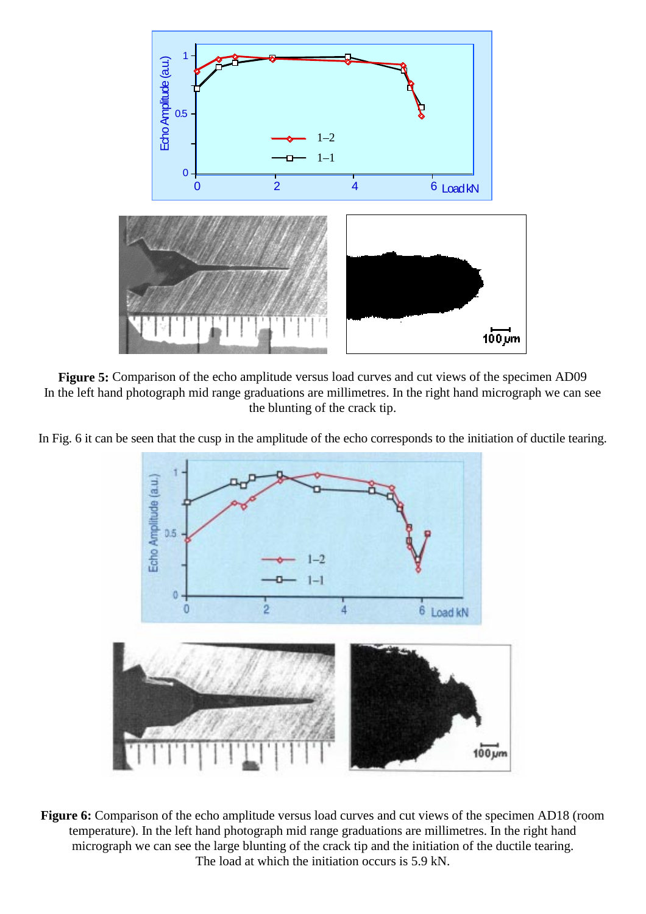**Figure 5:** Comparison of the echo amplitude versus load curves and cut views of the specimen AD09
In the left hand photograph mid range graduations are millimetres. In the right hand micrograph we can see the blunting of the crack tip.

In Fig. 6 it can be seen that the cusp in the amplitude of the echo corresponds to the initiation of ductile tearing.

**Figure 6:** Comparison of the echo amplitude versus load curves and cut views of the specimen AD18 (room temperature). In the left hand photograph mid range graduations are millimetres. In the right hand micrograph we can see the large blunting of the crack tip and the initiation of the ductile tearing. The load at which the initiation occurs is 5.9 kN.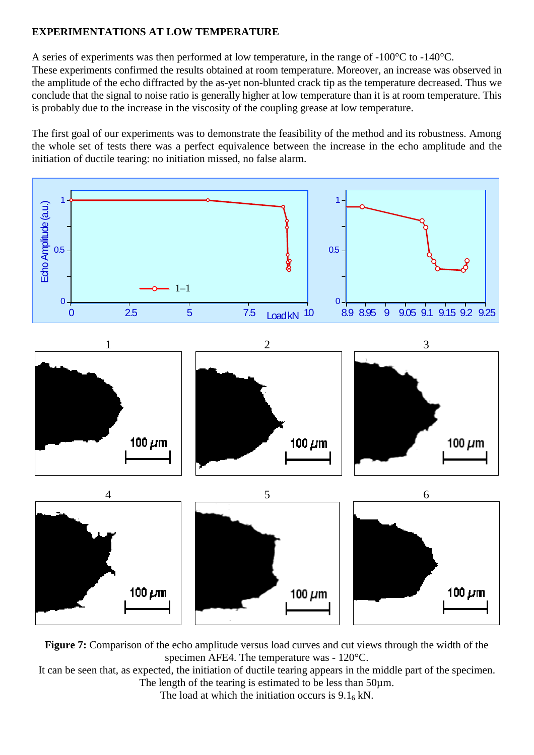**EXPERIMENTATIONS AT LOW TEMPERATURE**

A series of experiments was then performed at low temperature, in the range of -100°C to -140°C. These experiments confirmed the results obtained at room temperature. Moreover, an increase was observed in the amplitude of the echo diffracted by the as-yet non-blunted crack tip as the temperature decreased. Thus we conclude that the signal to noise ratio is generally higher at low temperature than it is at room temperature. This is probably due to the increase in the viscosity of the coupling grease at low temperature.

The first goal of our experiments was to demonstrate the feasibility of the method and its robustness. Among the whole set of tests there was a perfect equivalence between the increase in the echo amplitude and the initiation of ductile tearing: no initiation missed, no false alarm.

**Figure 7:** Comparison of the echo amplitude versus load curves and cut views through the width of the specimen AFE4. The temperature was - 120°C.
It can be seen that, as expected, the initiation of ductile tearing appears in the middle part of the specimen.
The length of the tearing is estimated to be less than 50μm.
The load at which the initiation occurs is $9.1_6$ kN.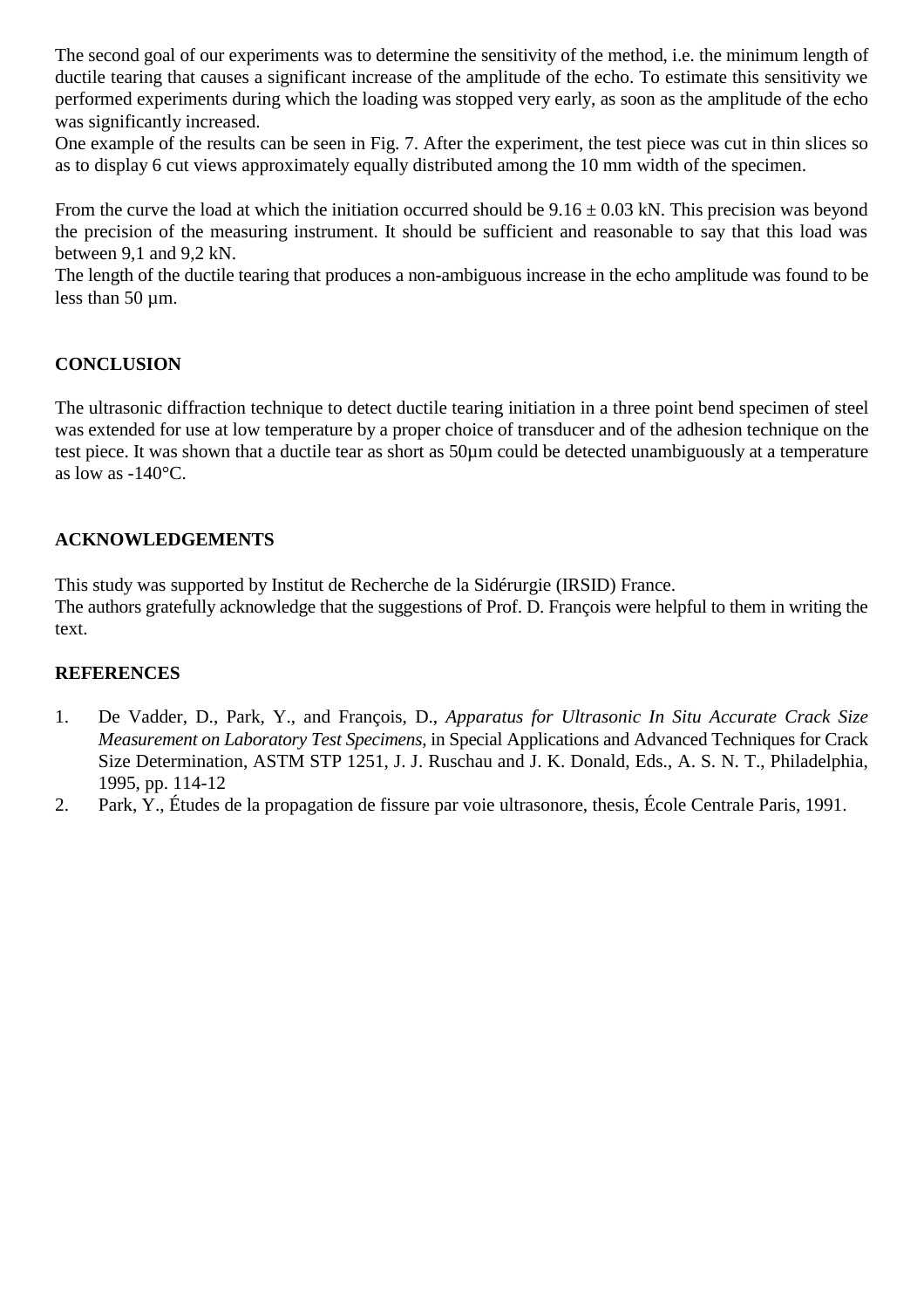The second goal of our experiments was to determine the sensitivity of the method, i.e. the minimum length of ductile tearing that causes a significant increase of the amplitude of the echo. To estimate this sensitivity we performed experiments during which the loading was stopped very early, as soon as the amplitude of the echo was significantly increased.
One example of the results can be seen in Fig. 7. After the experiment, the test piece was cut in thin slices so as to display 6 cut views approximately equally distributed among the 10 mm width of the specimen.

From the curve the load at which the initiation occurred should be $9.16 \pm 0.03$ kN. This precision was beyond the precision of the measuring instrument. It should be sufficient and reasonable to say that this load was between 9,1 and 9,2 kN.
The length of the ductile tearing that produces a non-ambiguous increase in the echo amplitude was found to be less than 50 µm.

## CONCLUSION

The ultrasonic diffraction technique to detect ductile tearing initiation in a three point bend specimen of steel was extended for use at low temperature by a proper choice of transducer and of the adhesion technique on the test piece. It was shown that a ductile tear as short as 50µm could be detected unambiguously at a temperature as low as -140°C.

## ACKNOWLEDGEMENTS

This study was supported by Institut de Recherche de la Sidérurgie (IRSID) France.
The authors gratefully acknowledge that the suggestions of Prof. D. François were helpful to them in writing the text.

## REFERENCES

1. De Vadder, D., Park, Y., and François, D., *Apparatus for Ultrasonic In Situ Accurate Crack Size Measurement on Laboratory Test Specimens*, in Special Applications and Advanced Techniques for Crack Size Determination, ASTM STP 1251, J. J. Ruschau and J. K. Donald, Eds., A. S. N. T., Philadelphia, 1995, pp. 114-12
2. Park, Y., Études de la propagation de fissure par voie ultrasonore, thesis, École Centrale Paris, 1991.